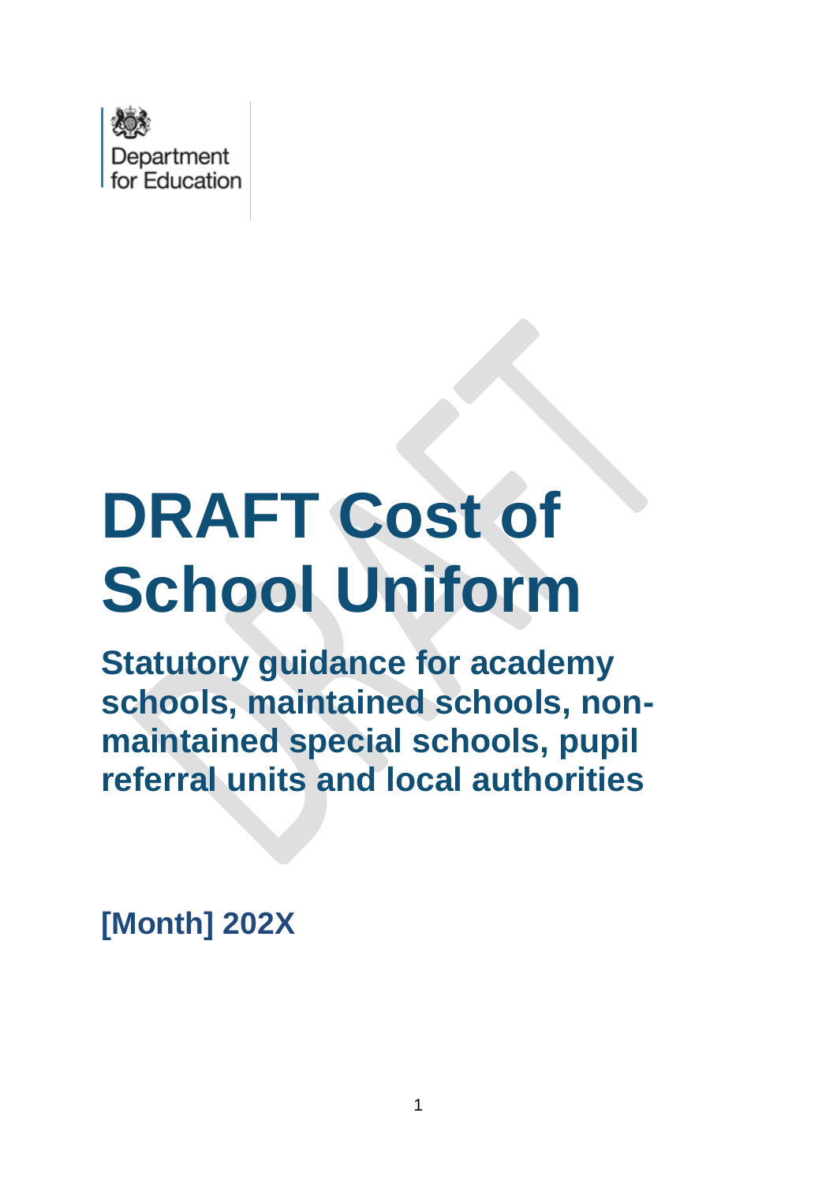Department for Education

# DRAFT Cost of School Uniform

## Statutory guidance for academy schools, maintained schools, non-maintained special schools, pupil referral units and local authorities

**[Month] 202X**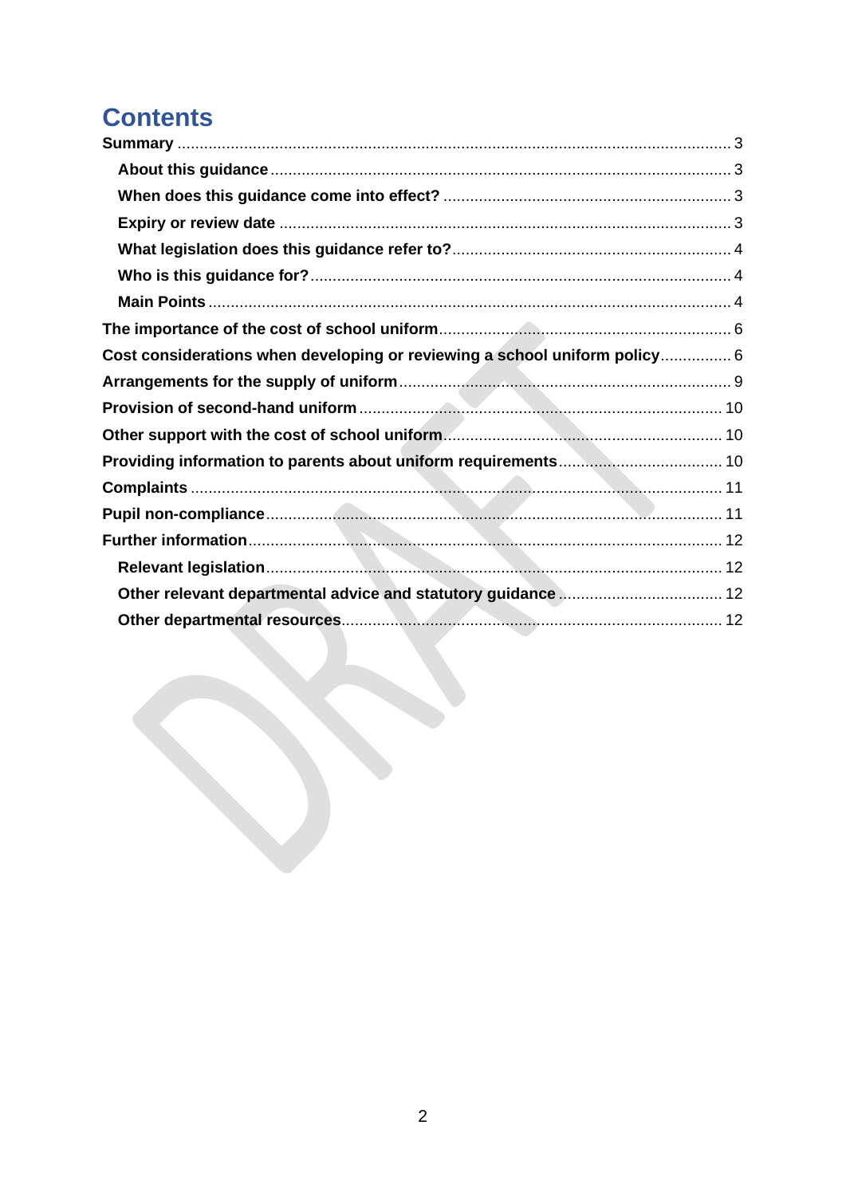# Contents

**Summary** ... 3

- **About this guidance** ... 3
- **When does this guidance come into effect?** ... 3
- **Expiry or review date** ... 3
- **What legislation does this guidance refer to?** ... 4
- **Who is this guidance for?** ... 4
- **Main Points** ... 4

**The importance of the cost of school uniform** ... 6

**Cost considerations when developing or reviewing a school uniform policy** ... 6

**Arrangements for the supply of uniform** ... 9

**Provision of second-hand uniform** ... 10

**Other support with the cost of school uniform** ... 10

**Providing information to parents about uniform requirements** ... 10

**Complaints** ... 11

**Pupil non-compliance** ... 11

**Further information** ... 12

- **Relevant legislation** ... 12
- **Other relevant departmental advice and statutory guidance** ... 12
- **Other departmental resources** ... 12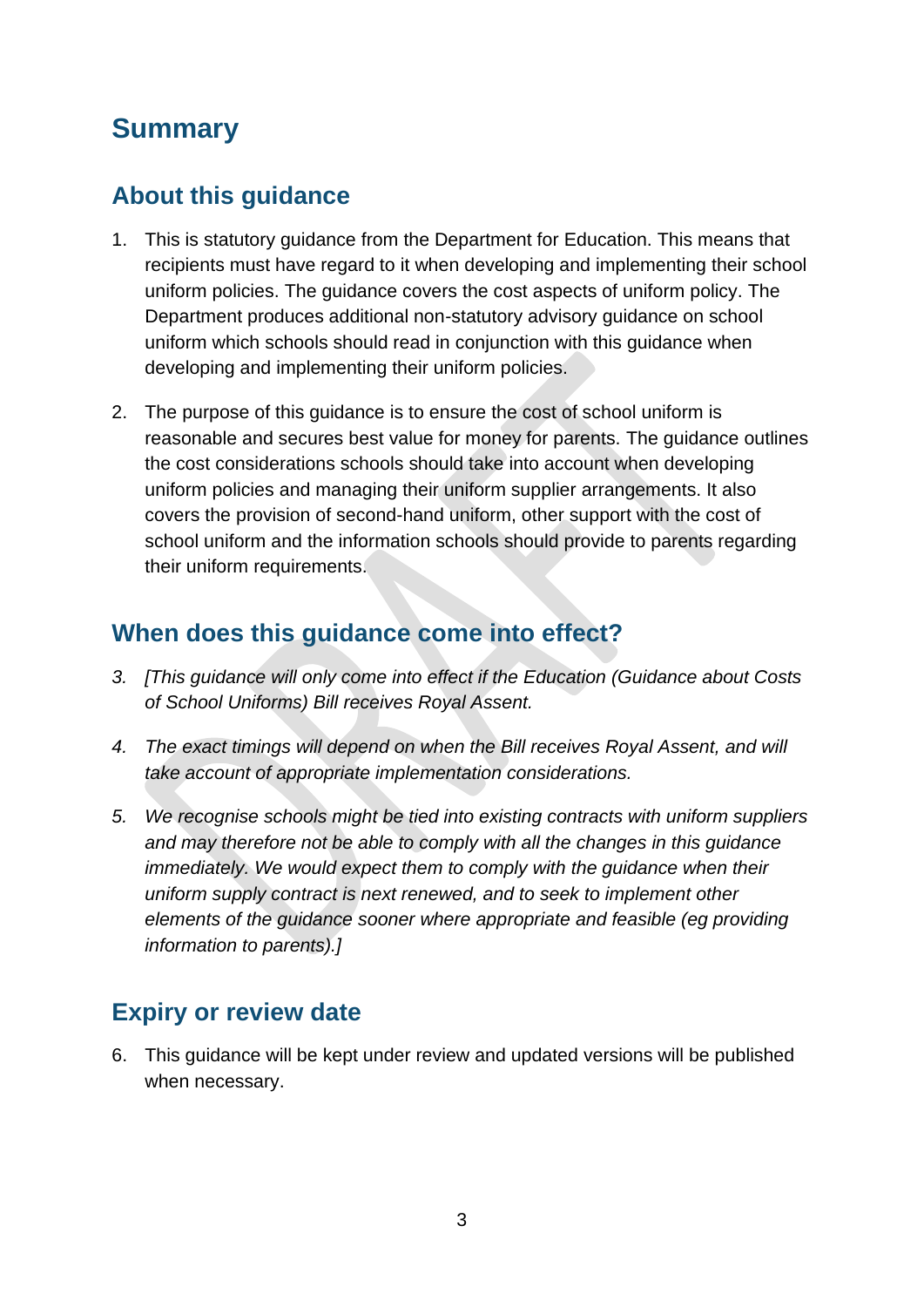# Summary

## About this guidance

1. This is statutory guidance from the Department for Education. This means that recipients must have regard to it when developing and implementing their school uniform policies. The guidance covers the cost aspects of uniform policy. The Department produces additional non-statutory advisory guidance on school uniform which schools should read in conjunction with this guidance when developing and implementing their uniform policies.

2. The purpose of this guidance is to ensure the cost of school uniform is reasonable and secures best value for money for parents. The guidance outlines the cost considerations schools should take into account when developing uniform policies and managing their uniform supplier arrangements. It also covers the provision of second-hand uniform, other support with the cost of school uniform and the information schools should provide to parents regarding their uniform requirements.

## When does this guidance come into effect?

3. *[This guidance will only come into effect if the Education (Guidance about Costs of School Uniforms) Bill receives Royal Assent.*

4. *The exact timings will depend on when the Bill receives Royal Assent, and will take account of appropriate implementation considerations.*

5. *We recognise schools might be tied into existing contracts with uniform suppliers and may therefore not be able to comply with all the changes in this guidance immediately. We would expect them to comply with the guidance when their uniform supply contract is next renewed, and to seek to implement other elements of the guidance sooner where appropriate and feasible (eg providing information to parents).]*

## Expiry or review date

6. This guidance will be kept under review and updated versions will be published when necessary.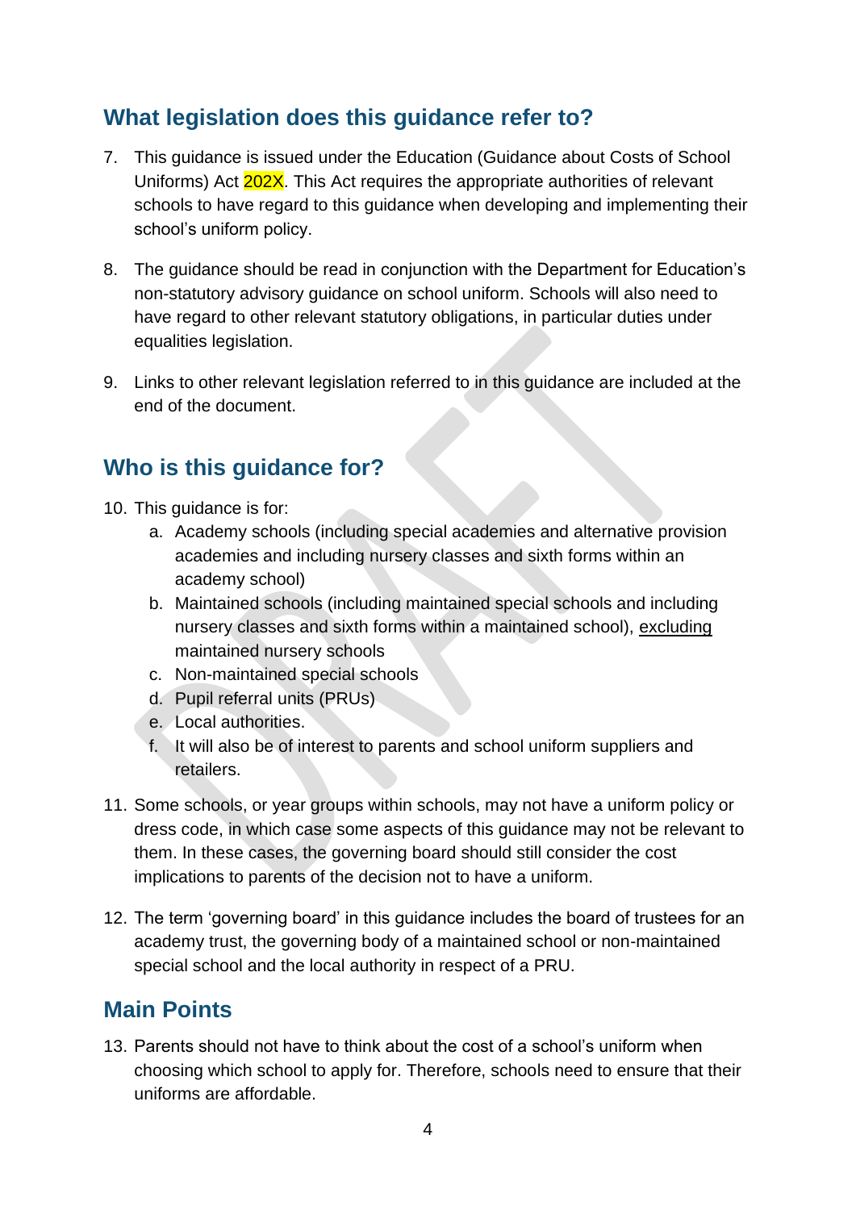## What legislation does this guidance refer to?

7. This guidance is issued under the Education (Guidance about Costs of School Uniforms) Act 202X. This Act requires the appropriate authorities of relevant schools to have regard to this guidance when developing and implementing their school's uniform policy.

8. The guidance should be read in conjunction with the Department for Education's non-statutory advisory guidance on school uniform. Schools will also need to have regard to other relevant statutory obligations, in particular duties under equalities legislation.

9. Links to other relevant legislation referred to in this guidance are included at the end of the document.

## Who is this guidance for?

10. This guidance is for:
    a. Academy schools (including special academies and alternative provision academies and including nursery classes and sixth forms within an academy school)
    b. Maintained schools (including maintained special schools and including nursery classes and sixth forms within a maintained school), excluding maintained nursery schools
    c. Non-maintained special schools
    d. Pupil referral units (PRUs)
    e. Local authorities.
    f. It will also be of interest to parents and school uniform suppliers and retailers.

11. Some schools, or year groups within schools, may not have a uniform policy or dress code, in which case some aspects of this guidance may not be relevant to them. In these cases, the governing board should still consider the cost implications to parents of the decision not to have a uniform.

12. The term 'governing board' in this guidance includes the board of trustees for an academy trust, the governing body of a maintained school or non-maintained special school and the local authority in respect of a PRU.

## Main Points

13. Parents should not have to think about the cost of a school's uniform when choosing which school to apply for. Therefore, schools need to ensure that their uniforms are affordable.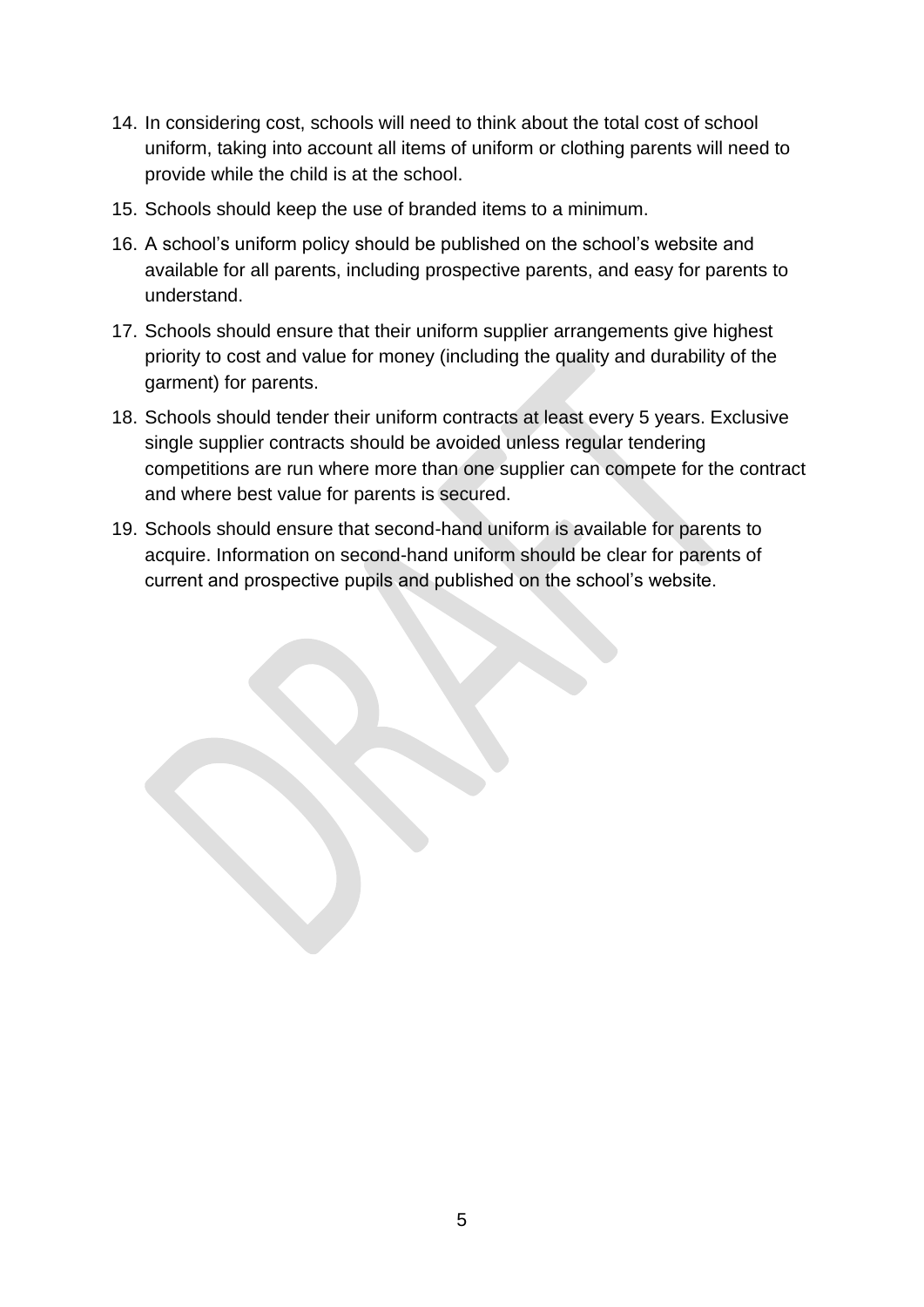14. In considering cost, schools will need to think about the total cost of school uniform, taking into account all items of uniform or clothing parents will need to provide while the child is at the school.
15. Schools should keep the use of branded items to a minimum.
16. A school's uniform policy should be published on the school's website and available for all parents, including prospective parents, and easy for parents to understand.
17. Schools should ensure that their uniform supplier arrangements give highest priority to cost and value for money (including the quality and durability of the garment) for parents.
18. Schools should tender their uniform contracts at least every 5 years. Exclusive single supplier contracts should be avoided unless regular tendering competitions are run where more than one supplier can compete for the contract and where best value for parents is secured.
19. Schools should ensure that second-hand uniform is available for parents to acquire. Information on second-hand uniform should be clear for parents of current and prospective pupils and published on the school's website.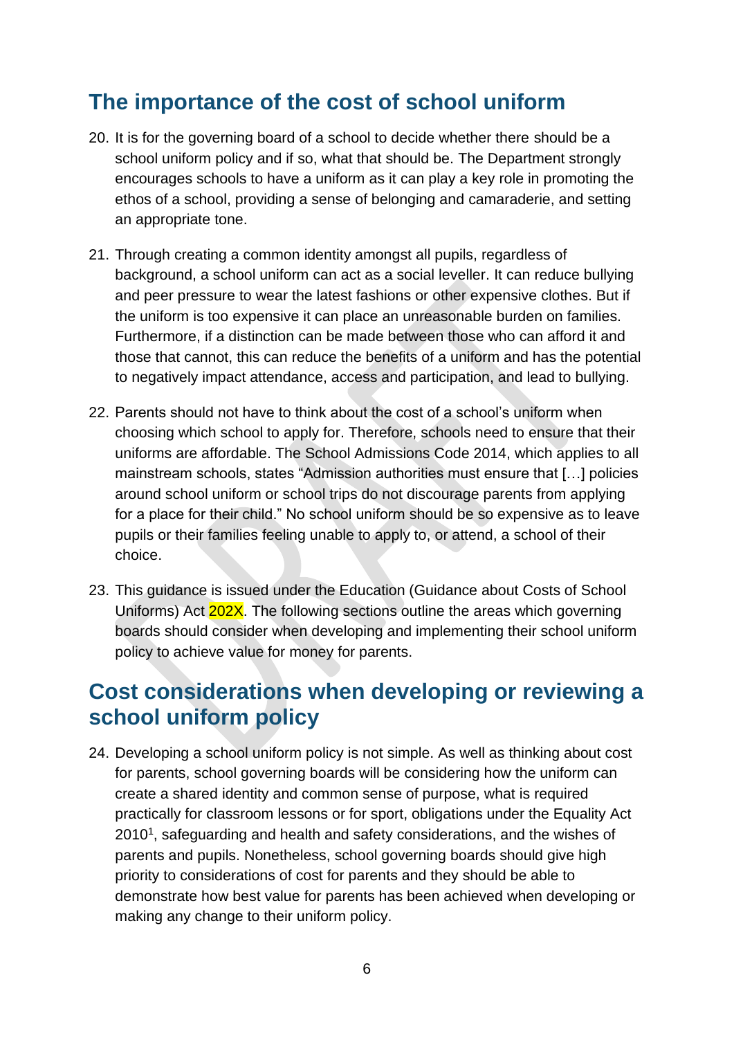## The importance of the cost of school uniform

20. It is for the governing board of a school to decide whether there should be a school uniform policy and if so, what that should be. The Department strongly encourages schools to have a uniform as it can play a key role in promoting the ethos of a school, providing a sense of belonging and camaraderie, and setting an appropriate tone.

21. Through creating a common identity amongst all pupils, regardless of background, a school uniform can act as a social leveller. It can reduce bullying and peer pressure to wear the latest fashions or other expensive clothes. But if the uniform is too expensive it can place an unreasonable burden on families. Furthermore, if a distinction can be made between those who can afford it and those that cannot, this can reduce the benefits of a uniform and has the potential to negatively impact attendance, access and participation, and lead to bullying.

22. Parents should not have to think about the cost of a school's uniform when choosing which school to apply for. Therefore, schools need to ensure that their uniforms are affordable. The School Admissions Code 2014, which applies to all mainstream schools, states "Admission authorities must ensure that […] policies around school uniform or school trips do not discourage parents from applying for a place for their child." No school uniform should be so expensive as to leave pupils or their families feeling unable to apply to, or attend, a school of their choice.

23. This guidance is issued under the Education (Guidance about Costs of School Uniforms) Act 202X. The following sections outline the areas which governing boards should consider when developing and implementing their school uniform policy to achieve value for money for parents.

## Cost considerations when developing or reviewing a school uniform policy

24. Developing a school uniform policy is not simple. As well as thinking about cost for parents, school governing boards will be considering how the uniform can create a shared identity and common sense of purpose, what is required practically for classroom lessons or for sport, obligations under the Equality Act 2010[1], safeguarding and health and safety considerations, and the wishes of parents and pupils. Nonetheless, school governing boards should give high priority to considerations of cost for parents and they should be able to demonstrate how best value for parents has been achieved when developing or making any change to their uniform policy.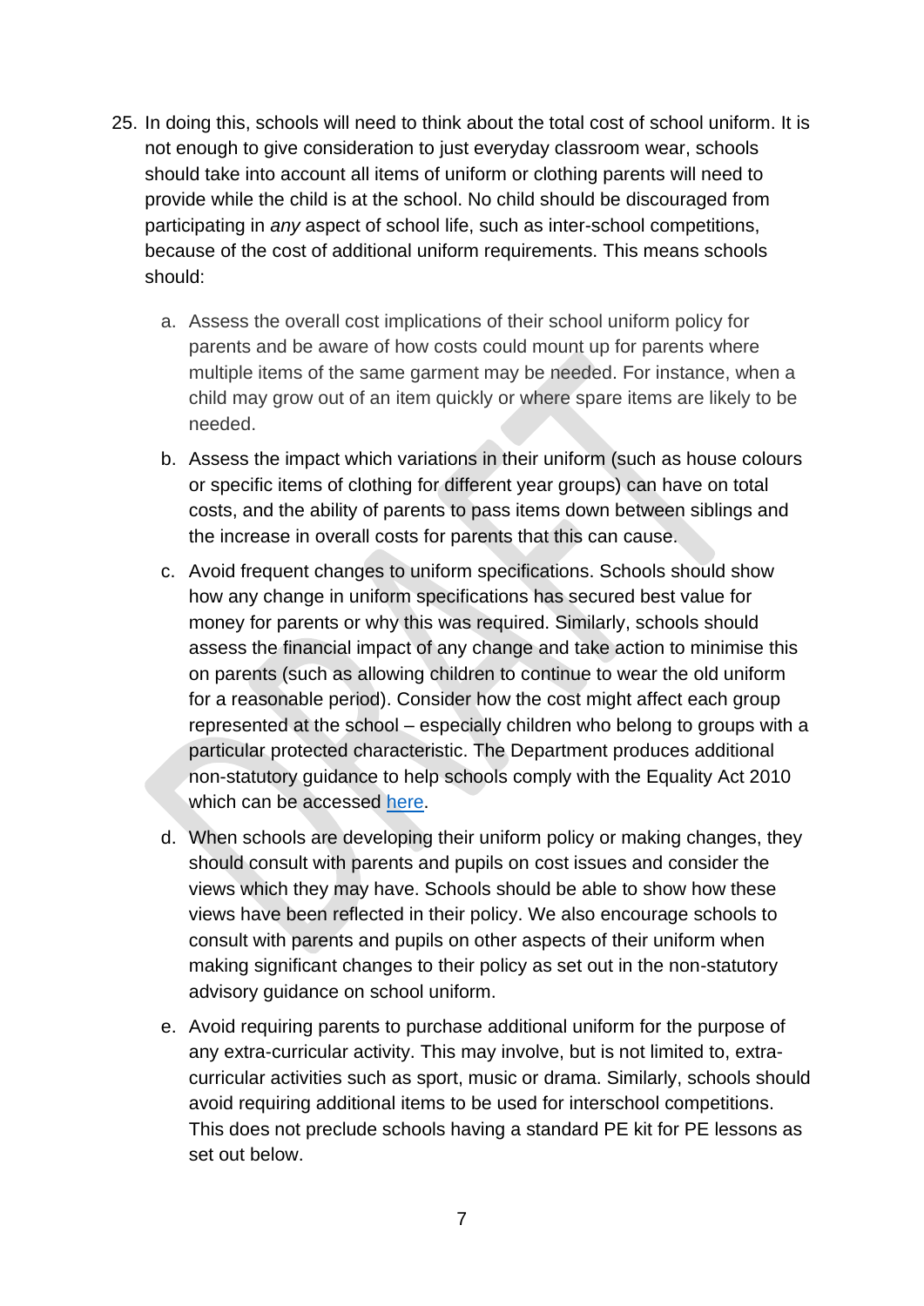25. In doing this, schools will need to think about the total cost of school uniform. It is not enough to give consideration to just everyday classroom wear, schools should take into account all items of uniform or clothing parents will need to provide while the child is at the school. No child should be discouraged from participating in *any* aspect of school life, such as inter-school competitions, because of the cost of additional uniform requirements. This means schools should:

    a. Assess the overall cost implications of their school uniform policy for parents and be aware of how costs could mount up for parents where multiple items of the same garment may be needed. For instance, when a child may grow out of an item quickly or where spare items are likely to be needed.

    b. Assess the impact which variations in their uniform (such as house colours or specific items of clothing for different year groups) can have on total costs, and the ability of parents to pass items down between siblings and the increase in overall costs for parents that this can cause.

    c. Avoid frequent changes to uniform specifications. Schools should show how any change in uniform specifications has secured best value for money for parents or why this was required. Similarly, schools should assess the financial impact of any change and take action to minimise this on parents (such as allowing children to continue to wear the old uniform for a reasonable period). Consider how the cost might affect each group represented at the school – especially children who belong to groups with a particular protected characteristic. The Department produces additional non-statutory guidance to help schools comply with the Equality Act 2010 which can be accessed here.

    d. When schools are developing their uniform policy or making changes, they should consult with parents and pupils on cost issues and consider the views which they may have. Schools should be able to show how these views have been reflected in their policy. We also encourage schools to consult with parents and pupils on other aspects of their uniform when making significant changes to their policy as set out in the non-statutory advisory guidance on school uniform.

    e. Avoid requiring parents to purchase additional uniform for the purpose of any extra-curricular activity. This may involve, but is not limited to, extra-curricular activities such as sport, music or drama. Similarly, schools should avoid requiring additional items to be used for interschool competitions. This does not preclude schools having a standard PE kit for PE lessons as set out below.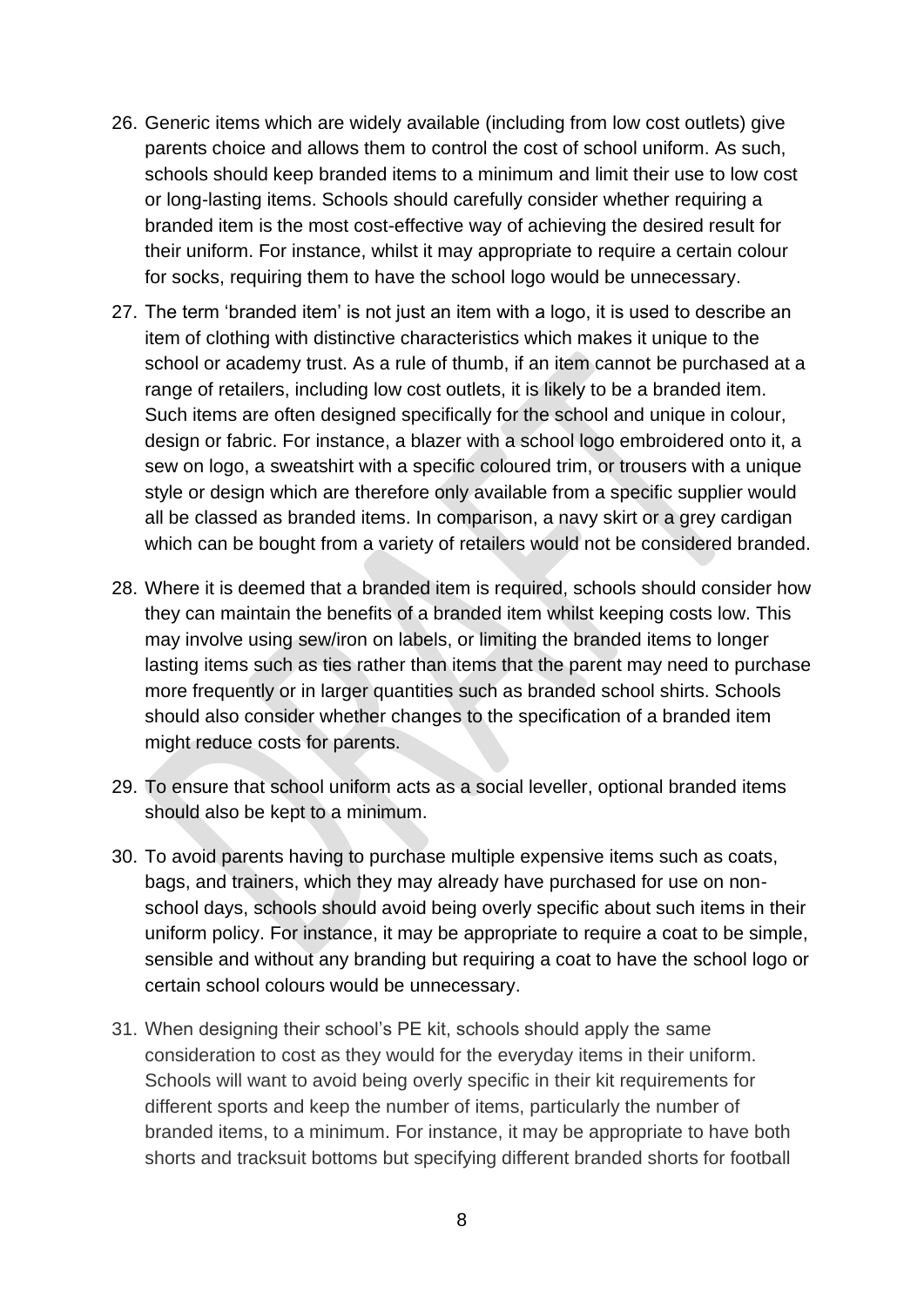26. Generic items which are widely available (including from low cost outlets) give parents choice and allows them to control the cost of school uniform. As such, schools should keep branded items to a minimum and limit their use to low cost or long-lasting items. Schools should carefully consider whether requiring a branded item is the most cost-effective way of achieving the desired result for their uniform. For instance, whilst it may appropriate to require a certain colour for socks, requiring them to have the school logo would be unnecessary.

27. The term 'branded item' is not just an item with a logo, it is used to describe an item of clothing with distinctive characteristics which makes it unique to the school or academy trust. As a rule of thumb, if an item cannot be purchased at a range of retailers, including low cost outlets, it is likely to be a branded item. Such items are often designed specifically for the school and unique in colour, design or fabric. For instance, a blazer with a school logo embroidered onto it, a sew on logo, a sweatshirt with a specific coloured trim, or trousers with a unique style or design which are therefore only available from a specific supplier would all be classed as branded items. In comparison, a navy skirt or a grey cardigan which can be bought from a variety of retailers would not be considered branded.

28. Where it is deemed that a branded item is required, schools should consider how they can maintain the benefits of a branded item whilst keeping costs low. This may involve using sew/iron on labels, or limiting the branded items to longer lasting items such as ties rather than items that the parent may need to purchase more frequently or in larger quantities such as branded school shirts. Schools should also consider whether changes to the specification of a branded item might reduce costs for parents.

29. To ensure that school uniform acts as a social leveller, optional branded items should also be kept to a minimum.

30. To avoid parents having to purchase multiple expensive items such as coats, bags, and trainers, which they may already have purchased for use on non-school days, schools should avoid being overly specific about such items in their uniform policy. For instance, it may be appropriate to require a coat to be simple, sensible and without any branding but requiring a coat to have the school logo or certain school colours would be unnecessary.

31. When designing their school's PE kit, schools should apply the same consideration to cost as they would for the everyday items in their uniform. Schools will want to avoid being overly specific in their kit requirements for different sports and keep the number of items, particularly the number of branded items, to a minimum. For instance, it may be appropriate to have both shorts and tracksuit bottoms but specifying different branded shorts for football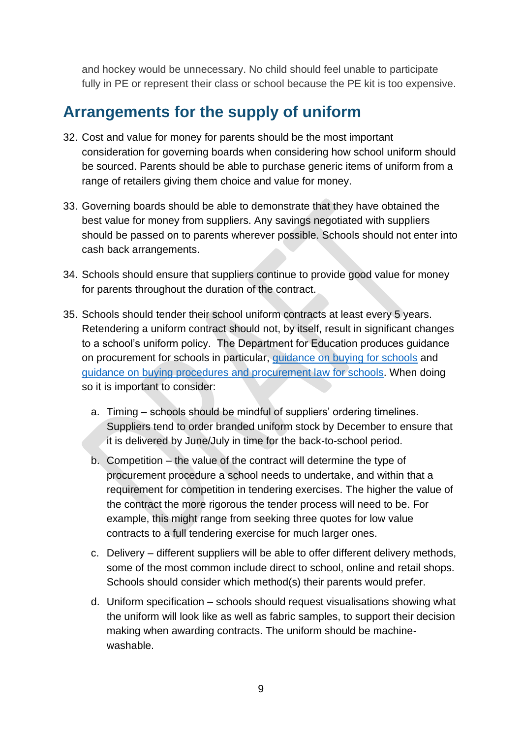and hockey would be unnecessary. No child should feel unable to participate fully in PE or represent their class or school because the PE kit is too expensive.

## Arrangements for the supply of uniform

32. Cost and value for money for parents should be the most important consideration for governing boards when considering how school uniform should be sourced. Parents should be able to purchase generic items of uniform from a range of retailers giving them choice and value for money.

33. Governing boards should be able to demonstrate that they have obtained the best value for money from suppliers. Any savings negotiated with suppliers should be passed on to parents wherever possible. Schools should not enter into cash back arrangements.

34. Schools should ensure that suppliers continue to provide good value for money for parents throughout the duration of the contract.

35. Schools should tender their school uniform contracts at least every 5 years. Retendering a uniform contract should not, by itself, result in significant changes to a school's uniform policy. The Department for Education produces guidance on procurement for schools in particular, [guidance on buying for schools] and [guidance on buying procedures and procurement law for schools]. When doing so it is important to consider:

    a. Timing – schools should be mindful of suppliers' ordering timelines. Suppliers tend to order branded uniform stock by December to ensure that it is delivered by June/July in time for the back-to-school period.

    b. Competition – the value of the contract will determine the type of procurement procedure a school needs to undertake, and within that a requirement for competition in tendering exercises. The higher the value of the contract the more rigorous the tender process will need to be. For example, this might range from seeking three quotes for low value contracts to a full tendering exercise for much larger ones.

    c. Delivery – different suppliers will be able to offer different delivery methods, some of the most common include direct to school, online and retail shops. Schools should consider which method(s) their parents would prefer.

    d. Uniform specification – schools should request visualisations showing what the uniform will look like as well as fabric samples, to support their decision making when awarding contracts. The uniform should be machine-washable.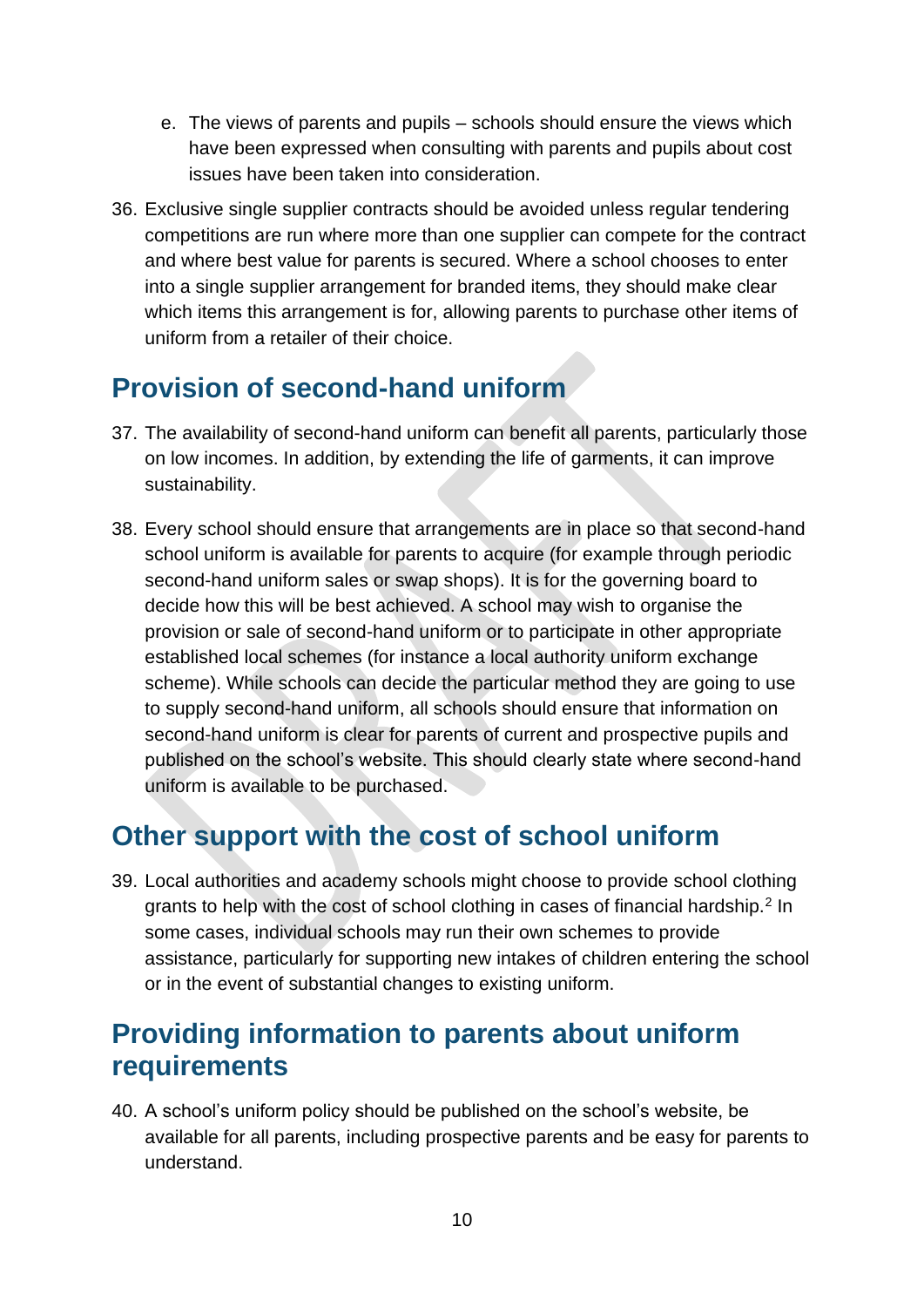e. The views of parents and pupils – schools should ensure the views which have been expressed when consulting with parents and pupils about cost issues have been taken into consideration.

36. Exclusive single supplier contracts should be avoided unless regular tendering competitions are run where more than one supplier can compete for the contract and where best value for parents is secured. Where a school chooses to enter into a single supplier arrangement for branded items, they should make clear which items this arrangement is for, allowing parents to purchase other items of uniform from a retailer of their choice.

## Provision of second-hand uniform

37. The availability of second-hand uniform can benefit all parents, particularly those on low incomes. In addition, by extending the life of garments, it can improve sustainability.

38. Every school should ensure that arrangements are in place so that second-hand school uniform is available for parents to acquire (for example through periodic second-hand uniform sales or swap shops). It is for the governing board to decide how this will be best achieved. A school may wish to organise the provision or sale of second-hand uniform or to participate in other appropriate established local schemes (for instance a local authority uniform exchange scheme). While schools can decide the particular method they are going to use to supply second-hand uniform, all schools should ensure that information on second-hand uniform is clear for parents of current and prospective pupils and published on the school's website. This should clearly state where second-hand uniform is available to be purchased.

## Other support with the cost of school uniform

39. Local authorities and academy schools might choose to provide school clothing grants to help with the cost of school clothing in cases of financial hardship.[2] In some cases, individual schools may run their own schemes to provide assistance, particularly for supporting new intakes of children entering the school or in the event of substantial changes to existing uniform.

## Providing information to parents about uniform requirements

40. A school's uniform policy should be published on the school's website, be available for all parents, including prospective parents and be easy for parents to understand.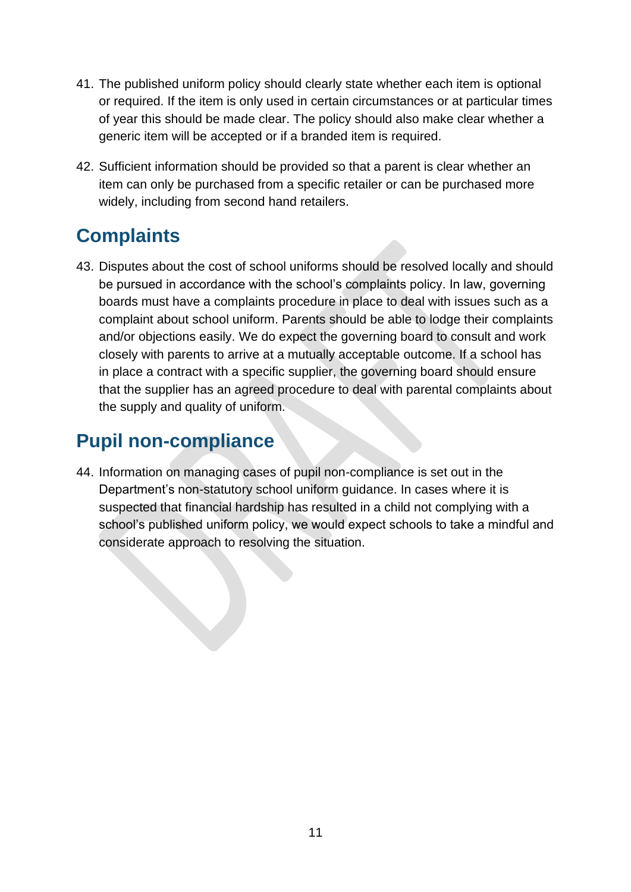41. The published uniform policy should clearly state whether each item is optional or required. If the item is only used in certain circumstances or at particular times of year this should be made clear. The policy should also make clear whether a generic item will be accepted or if a branded item is required.

42. Sufficient information should be provided so that a parent is clear whether an item can only be purchased from a specific retailer or can be purchased more widely, including from second hand retailers.

## Complaints

43. Disputes about the cost of school uniforms should be resolved locally and should be pursued in accordance with the school's complaints policy. In law, governing boards must have a complaints procedure in place to deal with issues such as a complaint about school uniform. Parents should be able to lodge their complaints and/or objections easily. We do expect the governing board to consult and work closely with parents to arrive at a mutually acceptable outcome. If a school has in place a contract with a specific supplier, the governing board should ensure that the supplier has an agreed procedure to deal with parental complaints about the supply and quality of uniform.

## Pupil non-compliance

44. Information on managing cases of pupil non-compliance is set out in the Department's non-statutory school uniform guidance. In cases where it is suspected that financial hardship has resulted in a child not complying with a school's published uniform policy, we would expect schools to take a mindful and considerate approach to resolving the situation.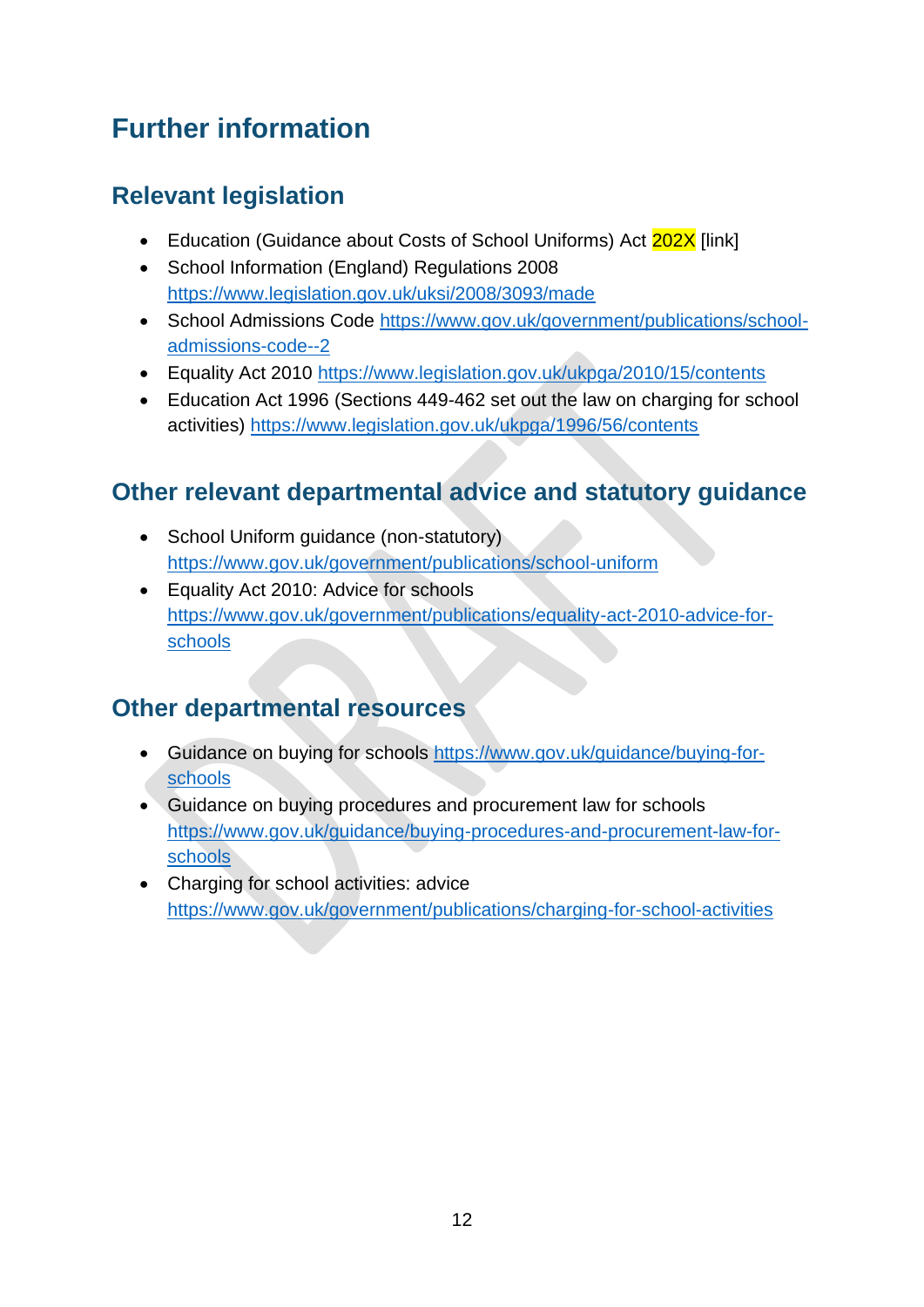# Further information

## Relevant legislation

- Education (Guidance about Costs of School Uniforms) Act 202X [link]
- School Information (England) Regulations 2008 https://www.legislation.gov.uk/uksi/2008/3093/made
- School Admissions Code https://www.gov.uk/government/publications/school-admissions-code--2
- Equality Act 2010 https://www.legislation.gov.uk/ukpga/2010/15/contents
- Education Act 1996 (Sections 449-462 set out the law on charging for school activities) https://www.legislation.gov.uk/ukpga/1996/56/contents

## Other relevant departmental advice and statutory guidance

- School Uniform guidance (non-statutory) https://www.gov.uk/government/publications/school-uniform
- Equality Act 2010: Advice for schools https://www.gov.uk/government/publications/equality-act-2010-advice-for-schools

## Other departmental resources

- Guidance on buying for schools https://www.gov.uk/guidance/buying-for-schools
- Guidance on buying procedures and procurement law for schools https://www.gov.uk/guidance/buying-procedures-and-procurement-law-for-schools
- Charging for school activities: advice https://www.gov.uk/government/publications/charging-for-school-activities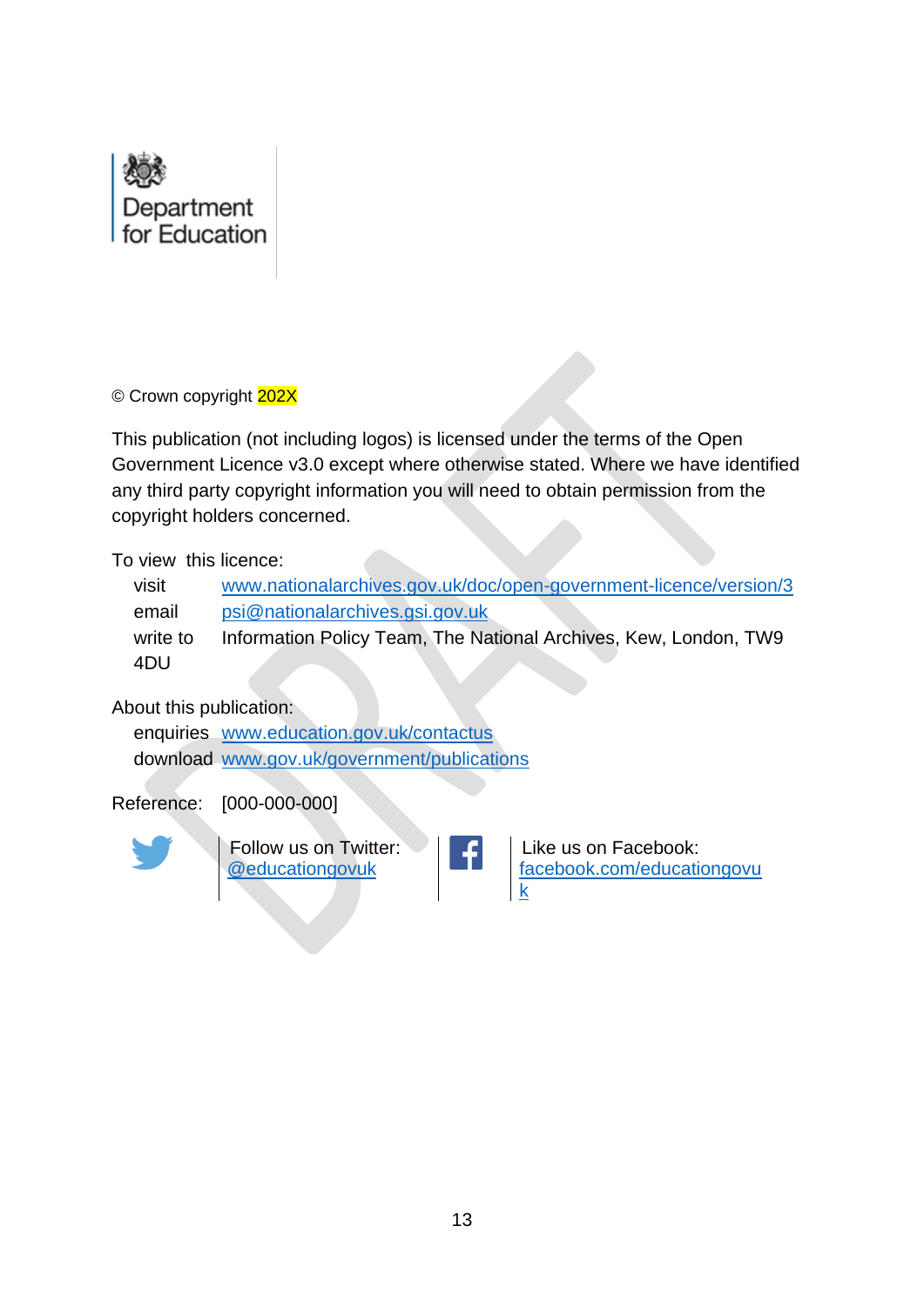Department for Education

© Crown copyright 202X

This publication (not including logos) is licensed under the terms of the Open Government Licence v3.0 except where otherwise stated. Where we have identified any third party copyright information you will need to obtain permission from the copyright holders concerned.

To view this licence:

visit www.nationalarchives.gov.uk/doc/open-government-licence/version/3
email psi@nationalarchives.gsi.gov.uk
write to Information Policy Team, The National Archives, Kew, London, TW9 4DU

About this publication:

enquiries www.education.gov.uk/contactus
download www.gov.uk/government/publications

Reference: [000-000-000]

Follow us on Twitter: @educationgovuk

Like us on Facebook: facebook.com/educationgovuk